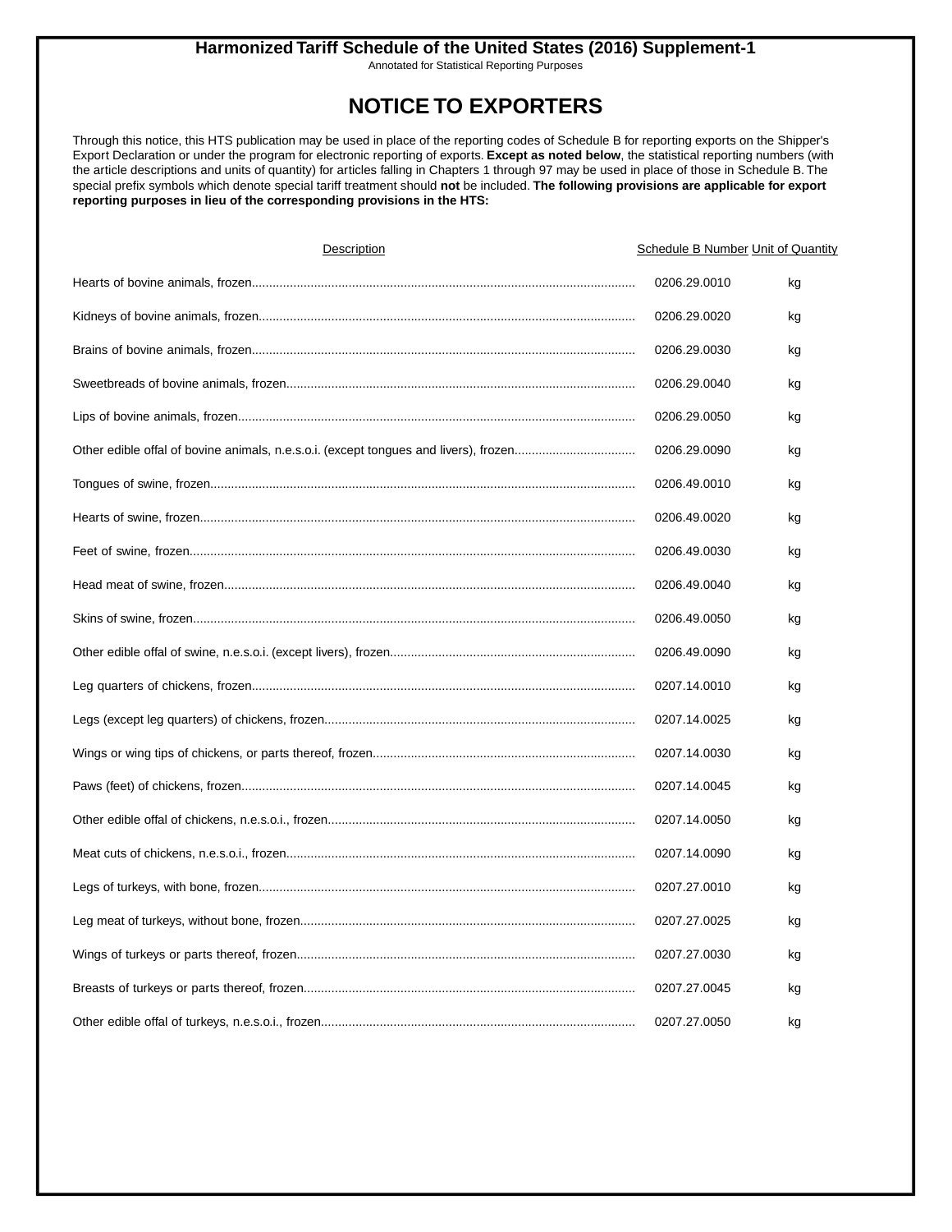# Harmonized Tariff Schedule of the United States (2016) Supplement-1

Annotated for Statistical Reporting Purposes

## NOTICE TO EXPORTERS

Through this notice, this HTS publication may be used in place of the reporting codes of Schedule B for reporting exports on the Shipper's Export Declaration or under the program for electronic reporting of exports. **Except as noted below**, the statistical reporting numbers (with the article descriptions and units of quantity) for articles falling in Chapters 1 through 97 may be used in place of those in Schedule B. The special prefix symbols which denote special tariff treatment should **not** be included. **The following provisions are applicable for export reporting purposes in lieu of the corresponding provisions in the HTS:**

| Description | Schedule B Number | Unit of Quantity |
|---|---|---|
| Hearts of bovine animals, frozen | 0206.29.0010 | kg |
| Kidneys of bovine animals, frozen | 0206.29.0020 | kg |
| Brains of bovine animals, frozen | 0206.29.0030 | kg |
| Sweetbreads of bovine animals, frozen | 0206.29.0040 | kg |
| Lips of bovine animals, frozen | 0206.29.0050 | kg |
| Other edible offal of bovine animals, n.e.s.o.i. (except tongues and livers), frozen | 0206.29.0090 | kg |
| Tongues of swine, frozen | 0206.49.0010 | kg |
| Hearts of swine, frozen | 0206.49.0020 | kg |
| Feet of swine, frozen | 0206.49.0030 | kg |
| Head meat of swine, frozen | 0206.49.0040 | kg |
| Skins of swine, frozen | 0206.49.0050 | kg |
| Other edible offal of swine, n.e.s.o.i. (except livers), frozen | 0206.49.0090 | kg |
| Leg quarters of chickens, frozen | 0207.14.0010 | kg |
| Legs (except leg quarters) of chickens, frozen | 0207.14.0025 | kg |
| Wings or wing tips of chickens, or parts thereof, frozen | 0207.14.0030 | kg |
| Paws (feet) of chickens, frozen | 0207.14.0045 | kg |
| Other edible offal of chickens, n.e.s.o.i., frozen | 0207.14.0050 | kg |
| Meat cuts of chickens, n.e.s.o.i., frozen | 0207.14.0090 | kg |
| Legs of turkeys, with bone, frozen | 0207.27.0010 | kg |
| Leg meat of turkeys, without bone, frozen | 0207.27.0025 | kg |
| Wings of turkeys or parts thereof, frozen | 0207.27.0030 | kg |
| Breasts of turkeys or parts thereof, frozen | 0207.27.0045 | kg |
| Other edible offal of turkeys, n.e.s.o.i., frozen | 0207.27.0050 | kg |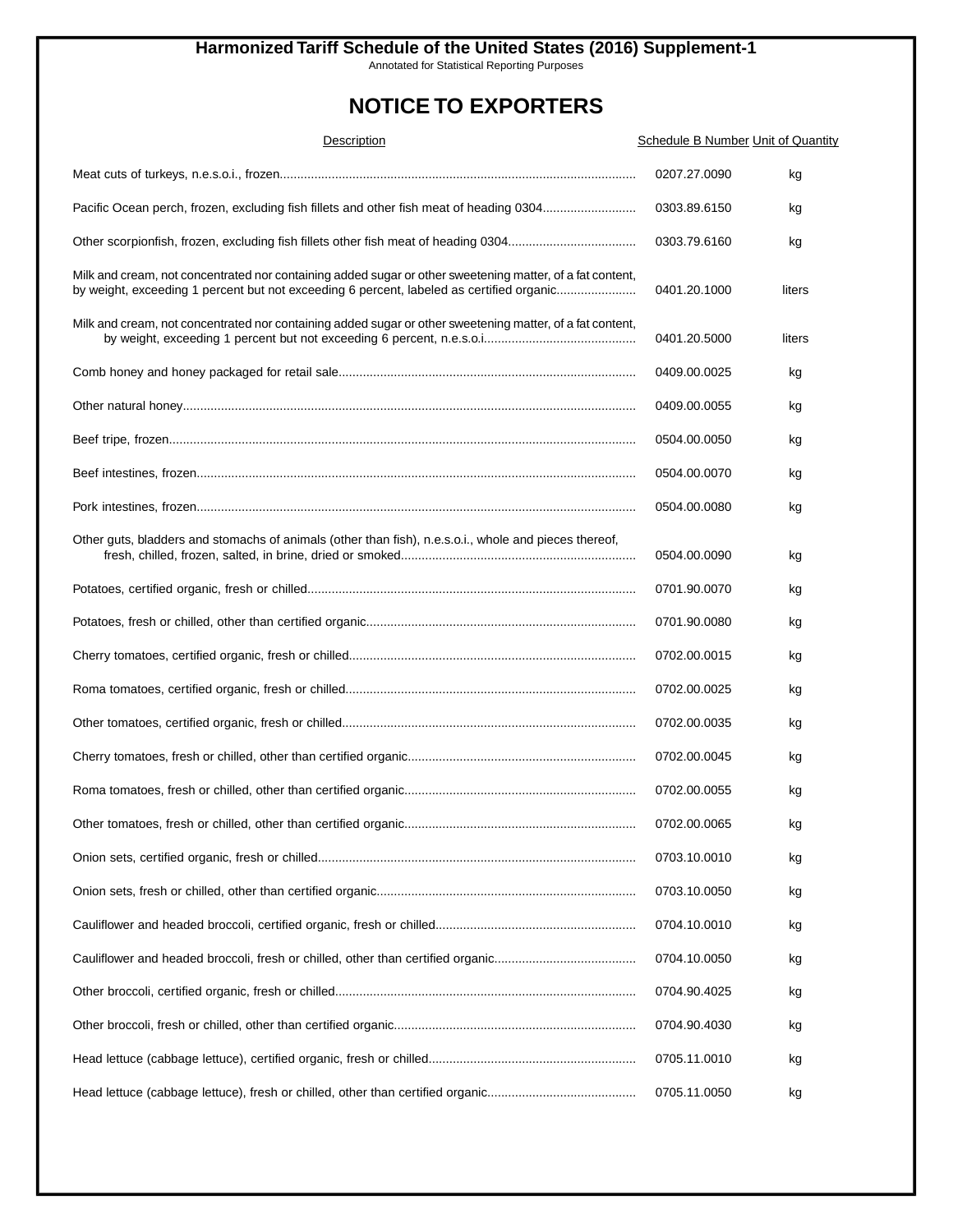**Harmonized Tariff Schedule of the United States (2016) Supplement-1**

Annotated for Statistical Reporting Purposes

# NOTICE TO EXPORTERS

| Description | Schedule B Number | Unit of Quantity |
| --- | --- | --- |
| Meat cuts of turkeys, n.e.s.o.i., frozen | 0207.27.0090 | kg |
| Pacific Ocean perch, frozen, excluding fish fillets and other fish meat of heading 0304 | 0303.89.6150 | kg |
| Other scorpionfish, frozen, excluding fish fillets other fish meat of heading 0304 | 0303.79.6160 | kg |
| Milk and cream, not concentrated nor containing added sugar or other sweetening matter, of a fat content, by weight, exceeding 1 percent but not exceeding 6 percent, labeled as certified organic | 0401.20.1000 | liters |
| Milk and cream, not concentrated nor containing added sugar or other sweetening matter, of a fat content, by weight, exceeding 1 percent but not exceeding 6 percent, n.e.s.o.i. | 0401.20.5000 | liters |
| Comb honey and honey packaged for retail sale | 0409.00.0025 | kg |
| Other natural honey | 0409.00.0055 | kg |
| Beef tripe, frozen | 0504.00.0050 | kg |
| Beef intestines, frozen | 0504.00.0070 | kg |
| Pork intestines, frozen | 0504.00.0080 | kg |
| Other guts, bladders and stomachs of animals (other than fish), n.e.s.o.i., whole and pieces thereof, fresh, chilled, frozen, salted, in brine, dried or smoked | 0504.00.0090 | kg |
| Potatoes, certified organic, fresh or chilled | 0701.90.0070 | kg |
| Potatoes, fresh or chilled, other than certified organic | 0701.90.0080 | kg |
| Cherry tomatoes, certified organic, fresh or chilled | 0702.00.0015 | kg |
| Roma tomatoes, certified organic, fresh or chilled | 0702.00.0025 | kg |
| Other tomatoes, certified organic, fresh or chilled | 0702.00.0035 | kg |
| Cherry tomatoes, fresh or chilled, other than certified organic | 0702.00.0045 | kg |
| Roma tomatoes, fresh or chilled, other than certified organic | 0702.00.0055 | kg |
| Other tomatoes, fresh or chilled, other than certified organic | 0702.00.0065 | kg |
| Onion sets, certified organic, fresh or chilled | 0703.10.0010 | kg |
| Onion sets, fresh or chilled, other than certified organic | 0703.10.0050 | kg |
| Cauliflower and headed broccoli, certified organic, fresh or chilled | 0704.10.0010 | kg |
| Cauliflower and headed broccoli, fresh or chilled, other than certified organic | 0704.10.0050 | kg |
| Other broccoli, certified organic, fresh or chilled | 0704.90.4025 | kg |
| Other broccoli, fresh or chilled, other than certified organic | 0704.90.4030 | kg |
| Head lettuce (cabbage lettuce), certified organic, fresh or chilled | 0705.11.0010 | kg |
| Head lettuce (cabbage lettuce), fresh or chilled, other than certified organic | 0705.11.0050 | kg |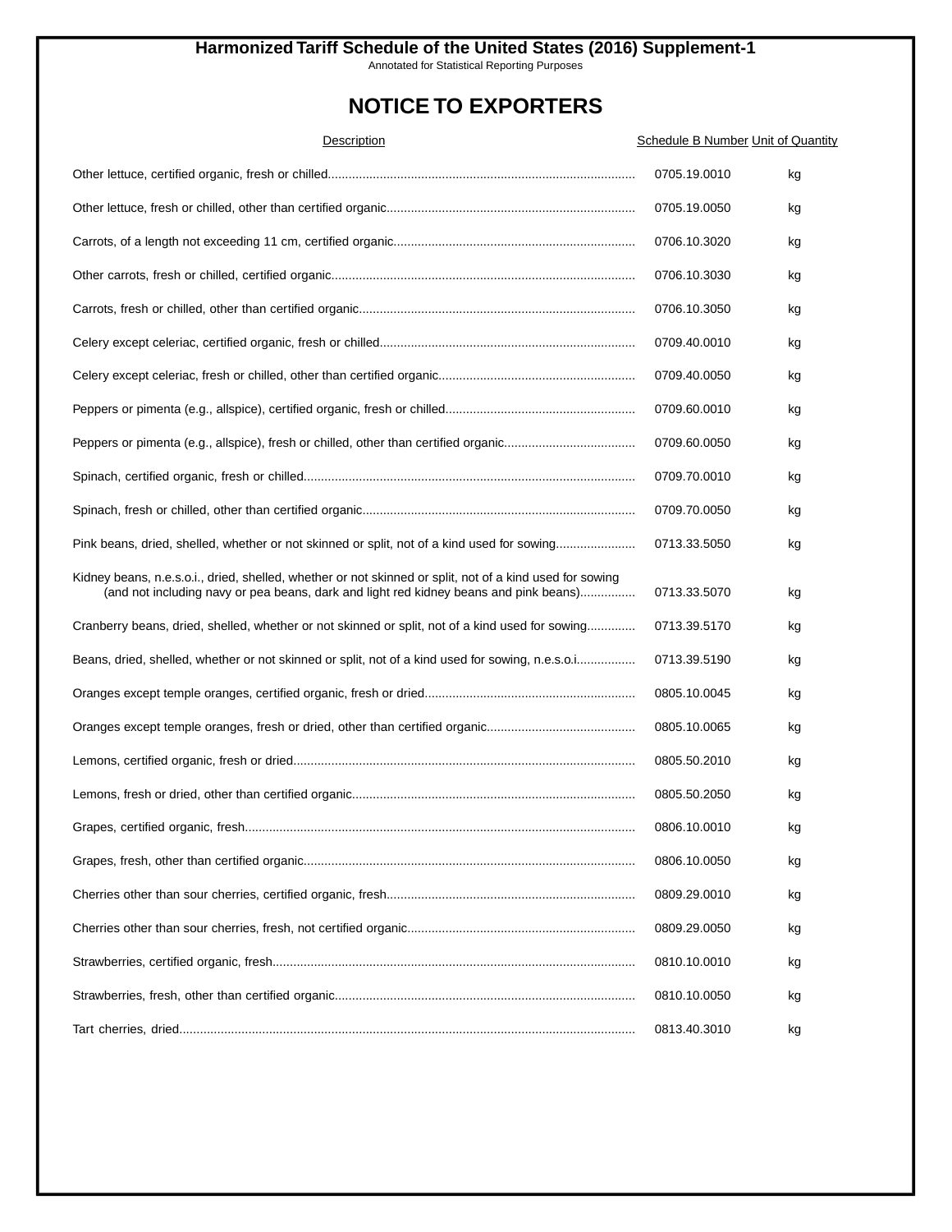# NOTICE TO EXPORTERS

| Description | Schedule B Number | Unit of Quantity |
|---|---|---|
| Other lettuce, certified organic, fresh or chilled | 0705.19.0010 | kg |
| Other lettuce, fresh or chilled, other than certified organic | 0705.19.0050 | kg |
| Carrots, of a length not exceeding 11 cm, certified organic | 0706.10.3020 | kg |
| Other carrots, fresh or chilled, certified organic | 0706.10.3030 | kg |
| Carrots, fresh or chilled, other than certified organic | 0706.10.3050 | kg |
| Celery except celeriac, certified organic, fresh or chilled | 0709.40.0010 | kg |
| Celery except celeriac, fresh or chilled, other than certified organic | 0709.40.0050 | kg |
| Peppers or pimenta (e.g., allspice), certified organic, fresh or chilled | 0709.60.0010 | kg |
| Peppers or pimenta (e.g., allspice), fresh or chilled, other than certified organic | 0709.60.0050 | kg |
| Spinach, certified organic, fresh or chilled | 0709.70.0010 | kg |
| Spinach, fresh or chilled, other than certified organic | 0709.70.0050 | kg |
| Pink beans, dried, shelled, whether or not skinned or split, not of a kind used for sowing | 0713.33.5050 | kg |
| Kidney beans, n.e.s.o.i., dried, shelled, whether or not skinned or split, not of a kind used for sowing (and not including navy or pea beans, dark and light red kidney beans and pink beans) | 0713.33.5070 | kg |
| Cranberry beans, dried, shelled, whether or not skinned or split, not of a kind used for sowing | 0713.39.5170 | kg |
| Beans, dried, shelled, whether or not skinned or split, not of a kind used for sowing, n.e.s.o.i. | 0713.39.5190 | kg |
| Oranges except temple oranges, certified organic, fresh or dried | 0805.10.0045 | kg |
| Oranges except temple oranges, fresh or dried, other than certified organic | 0805.10.0065 | kg |
| Lemons, certified organic, fresh or dried | 0805.50.2010 | kg |
| Lemons, fresh or dried, other than certified organic | 0805.50.2050 | kg |
| Grapes, certified organic, fresh | 0806.10.0010 | kg |
| Grapes, fresh, other than certified organic | 0806.10.0050 | kg |
| Cherries other than sour cherries, certified organic, fresh | 0809.29.0010 | kg |
| Cherries other than sour cherries, fresh, not certified organic | 0809.29.0050 | kg |
| Strawberries, certified organic, fresh | 0810.10.0010 | kg |
| Strawberries, fresh, other than certified organic | 0810.10.0050 | kg |
| Tart cherries, dried | 0813.40.3010 | kg |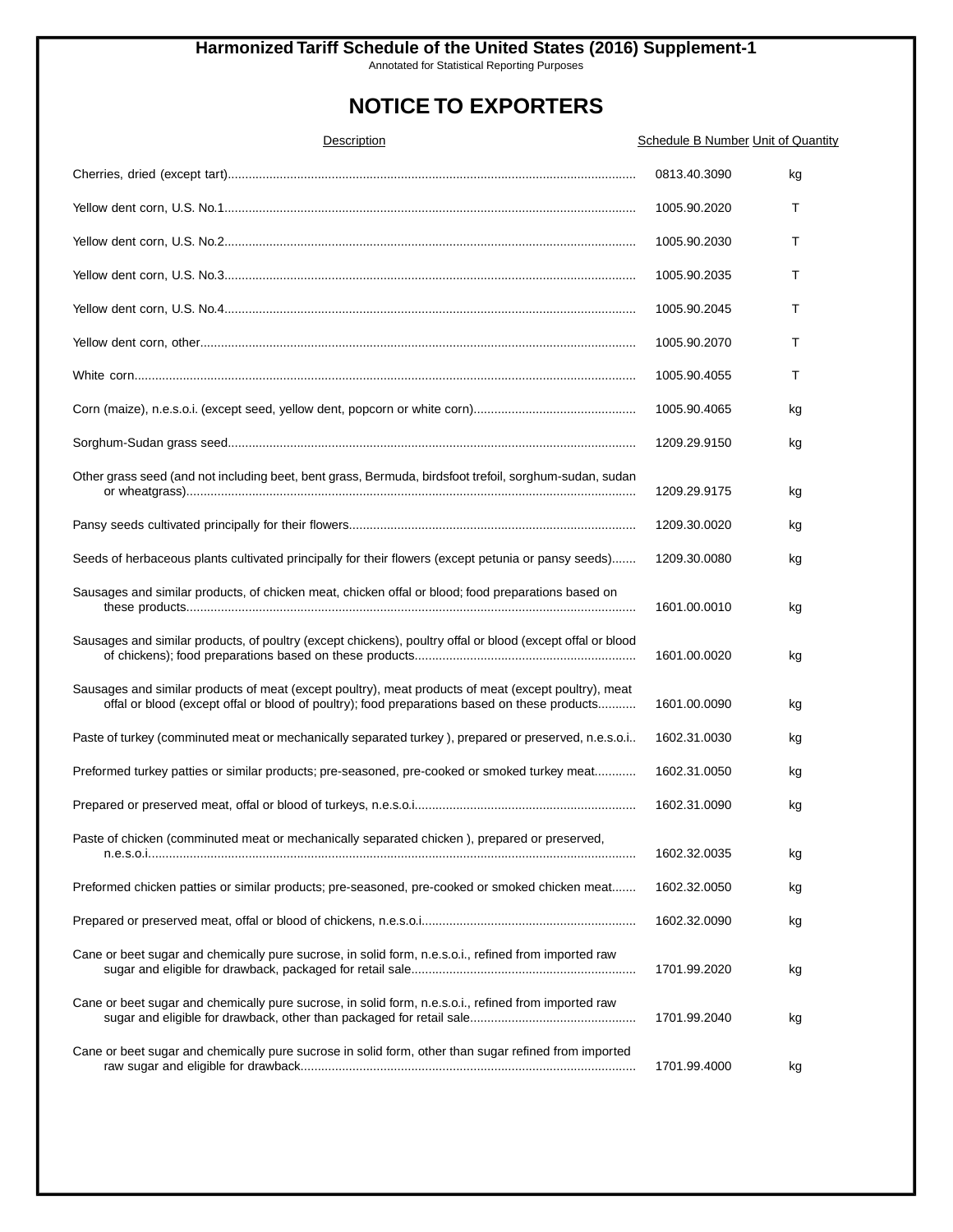# Harmonized Tariff Schedule of the United States (2016) Supplement-1

Annotated for Statistical Reporting Purposes

## NOTICE TO EXPORTERS

| Description | Schedule B Number | Unit of Quantity |
|---|---|---|
| Cherries, dried (except tart) | 0813.40.3090 | kg |
| Yellow dent corn, U.S. No.1 | 1005.90.2020 | T |
| Yellow dent corn, U.S. No.2 | 1005.90.2030 | T |
| Yellow dent corn, U.S. No.3 | 1005.90.2035 | T |
| Yellow dent corn, U.S. No.4 | 1005.90.2045 | T |
| Yellow dent corn, other | 1005.90.2070 | T |
| White corn | 1005.90.4055 | T |
| Corn (maize), n.e.s.o.i. (except seed, yellow dent, popcorn or white corn) | 1005.90.4065 | kg |
| Sorghum-Sudan grass seed | 1209.29.9150 | kg |
| Other grass seed (and not including beet, bent grass, Bermuda, birdsfoot trefoil, sorghum-sudan, sudan or wheatgrass) | 1209.29.9175 | kg |
| Pansy seeds cultivated principally for their flowers | 1209.30.0020 | kg |
| Seeds of herbaceous plants cultivated principally for their flowers (except petunia or pansy seeds) | 1209.30.0080 | kg |
| Sausages and similar products, of chicken meat, chicken offal or blood; food preparations based on these products | 1601.00.0010 | kg |
| Sausages and similar products, of poultry (except chickens), poultry offal or blood (except offal or blood of chickens); food preparations based on these products | 1601.00.0020 | kg |
| Sausages and similar products of meat (except poultry), meat products of meat (except poultry), meat offal or blood (except offal or blood of poultry); food preparations based on these products | 1601.00.0090 | kg |
| Paste of turkey (comminuted meat or mechanically separated turkey ), prepared or preserved, n.e.s.o.i. | 1602.31.0030 | kg |
| Preformed turkey patties or similar products; pre-seasoned, pre-cooked or smoked turkey meat | 1602.31.0050 | kg |
| Prepared or preserved meat, offal or blood of turkeys, n.e.s.o.i. | 1602.31.0090 | kg |
| Paste of chicken (comminuted meat or mechanically separated chicken ), prepared or preserved, n.e.s.o.i. | 1602.32.0035 | kg |
| Preformed chicken patties or similar products; pre-seasoned, pre-cooked or smoked chicken meat | 1602.32.0050 | kg |
| Prepared or preserved meat, offal or blood of chickens, n.e.s.o.i. | 1602.32.0090 | kg |
| Cane or beet sugar and chemically pure sucrose, in solid form, n.e.s.o.i., refined from imported raw sugar and eligible for drawback, packaged for retail sale | 1701.99.2020 | kg |
| Cane or beet sugar and chemically pure sucrose, in solid form, n.e.s.o.i., refined from imported raw sugar and eligible for drawback, other than packaged for retail sale | 1701.99.2040 | kg |
| Cane or beet sugar and chemically pure sucrose in solid form, other than sugar refined from imported raw sugar and eligible for drawback | 1701.99.4000 | kg |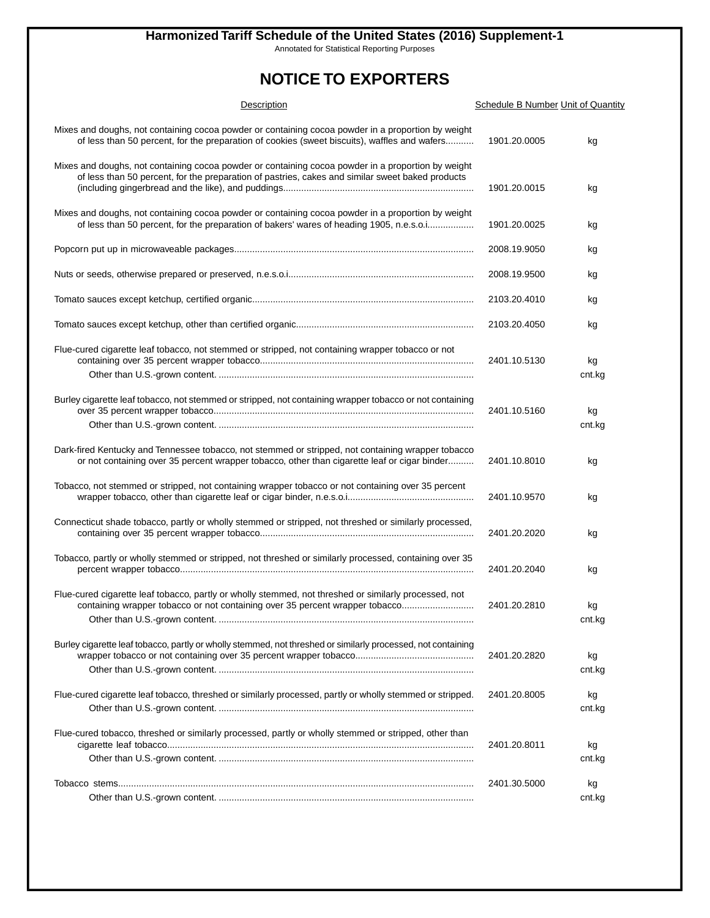# Harmonized Tariff Schedule of the United States (2016) Supplement-1

Annotated for Statistical Reporting Purposes

## NOTICE TO EXPORTERS

| Description | Schedule B Number | Unit of Quantity |
|---|---|---|
| Mixes and doughs, not containing cocoa powder or containing cocoa powder in a proportion by weight of less than 50 percent, for the preparation of cookies (sweet biscuits), waffles and wafers | 1901.20.0005 | kg |
| Mixes and doughs, not containing cocoa powder or containing cocoa powder in a proportion by weight of less than 50 percent, for the preparation of pastries, cakes and similar sweet baked products (including gingerbread and the like), and puddings | 1901.20.0015 | kg |
| Mixes and doughs, not containing cocoa powder or containing cocoa powder in a proportion by weight of less than 50 percent, for the preparation of bakers' wares of heading 1905, n.e.s.o.i. | 1901.20.0025 | kg |
| Popcorn put up in microwaveable packages | 2008.19.9050 | kg |
| Nuts or seeds, otherwise prepared or preserved, n.e.s.o.i. | 2008.19.9500 | kg |
| Tomato sauces except ketchup, certified organic | 2103.20.4010 | kg |
| Tomato sauces except ketchup, other than certified organic | 2103.20.4050 | kg |
| Flue-cured cigarette leaf tobacco, not stemmed or stripped, not containing wrapper tobacco or not containing over 35 percent wrapper tobacco | 2401.10.5130 | kg |
| Other than U.S.-grown content. | | cnt.kg |
| Burley cigarette leaf tobacco, not stemmed or stripped, not containing wrapper tobacco or not containing over 35 percent wrapper tobacco | 2401.10.5160 | kg |
| Other than U.S.-grown content. | | cnt.kg |
| Dark-fired Kentucky and Tennessee tobacco, not stemmed or stripped, not containing wrapper tobacco or not containing over 35 percent wrapper tobacco, other than cigarette leaf or cigar binder | 2401.10.8010 | kg |
| Tobacco, not stemmed or stripped, not containing wrapper tobacco or not containing over 35 percent wrapper tobacco, other than cigarette leaf or cigar binder, n.e.s.o.i. | 2401.10.9570 | kg |
| Connecticut shade tobacco, partly or wholly stemmed or stripped, not threshed or similarly processed, containing over 35 percent wrapper tobacco | 2401.20.2020 | kg |
| Tobacco, partly or wholly stemmed or stripped, not threshed or similarly processed, containing over 35 percent wrapper tobacco | 2401.20.2040 | kg |
| Flue-cured cigarette leaf tobacco, partly or wholly stemmed, not threshed or similarly processed, not containing wrapper tobacco or not containing over 35 percent wrapper tobacco | 2401.20.2810 | kg |
| Other than U.S.-grown content. | | cnt.kg |
| Burley cigarette leaf tobacco, partly or wholly stemmed, not threshed or similarly processed, not containing wrapper tobacco or not containing over 35 percent wrapper tobacco | 2401.20.2820 | kg |
| Other than U.S.-grown content. | | cnt.kg |
| Flue-cured cigarette leaf tobacco, threshed or similarly processed, partly or wholly stemmed or stripped. | 2401.20.8005 | kg |
| Other than U.S.-grown content. | | cnt.kg |
| Flue-cured tobacco, threshed or similarly processed, partly or wholly stemmed or stripped, other than cigarette leaf tobacco | 2401.20.8011 | kg |
| Other than U.S.-grown content. | | cnt.kg |
| Tobacco stems | 2401.30.5000 | kg |
| Other than U.S.-grown content. | | cnt.kg |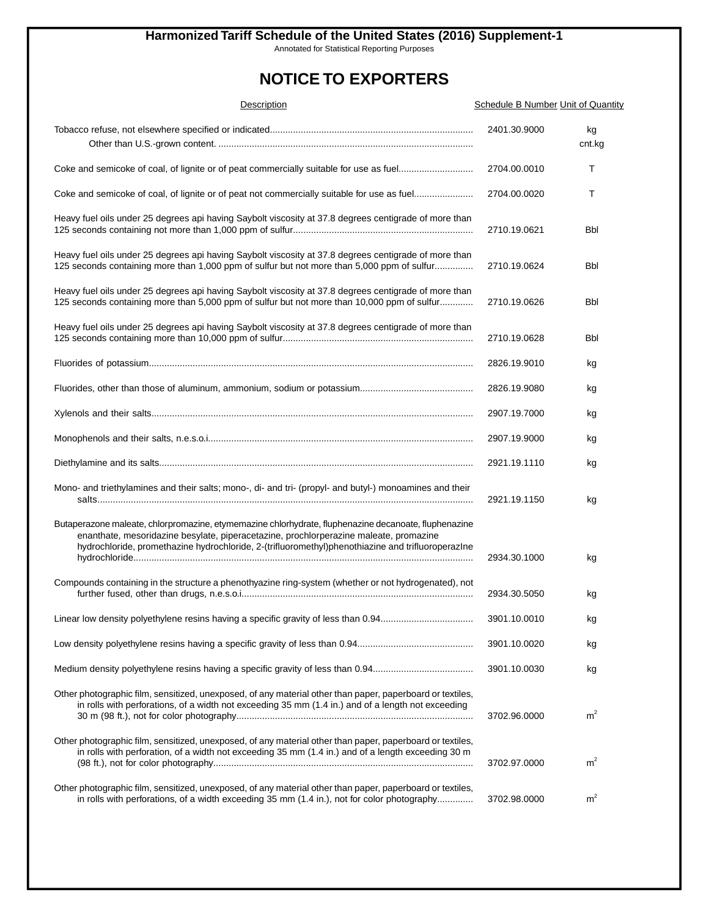# Harmonized Tariff Schedule of the United States (2016) Supplement-1

Annotated for Statistical Reporting Purposes

## NOTICE TO EXPORTERS

| Description | Schedule B Number | Unit of Quantity |
|---|---|---|
| Tobacco refuse, not elsewhere specified or indicated | 2401.30.9000 | kg |
| Other than U.S.-grown content. | | cnt.kg |
| Coke and semicoke of coal, of lignite or of peat commercially suitable for use as fuel | 2704.00.0010 | T |
| Coke and semicoke of coal, of lignite or of peat not commercially suitable for use as fuel | 2704.00.0020 | T |
| Heavy fuel oils under 25 degrees api having Saybolt viscosity at 37.8 degrees centigrade of more than 125 seconds containing not more than 1,000 ppm of sulfur | 2710.19.0621 | Bbl |
| Heavy fuel oils under 25 degrees api having Saybolt viscosity at 37.8 degrees centigrade of more than 125 seconds containing more than 1,000 ppm of sulfur but not more than 5,000 ppm of sulfur | 2710.19.0624 | Bbl |
| Heavy fuel oils under 25 degrees api having Saybolt viscosity at 37.8 degrees centigrade of more than 125 seconds containing more than 5,000 ppm of sulfur but not more than 10,000 ppm of sulfur | 2710.19.0626 | Bbl |
| Heavy fuel oils under 25 degrees api having Saybolt viscosity at 37.8 degrees centigrade of more than 125 seconds containing more than 10,000 ppm of sulfur | 2710.19.0628 | Bbl |
| Fluorides of potassium | 2826.19.9010 | kg |
| Fluorides, other than those of aluminum, ammonium, sodium or potassium | 2826.19.9080 | kg |
| Xylenols and their salts | 2907.19.7000 | kg |
| Monophenols and their salts, n.e.s.o.i. | 2907.19.9000 | kg |
| Diethylamine and its salts | 2921.19.1110 | kg |
| Mono- and triethylamines and their salts; mono-, di- and tri- (propyl- and butyl-) monoamines and their salts | 2921.19.1150 | kg |
| Butaperazone maleate, chlorpromazine, etymemazine chlorhydrate, fluphenazine decanoate, fluphenazine enanthate, mesoridazine besylate, piperacetazine, prochlorperazine maleate, promazine hydrochloride, promethazine hydrochloride, 2-(trifluoromethyl)phenothiazine and trifluoroperazIne hydrochloride | 2934.30.1000 | kg |
| Compounds containing in the structure a phenothyazine ring-system (whether or not hydrogenated), not further fused, other than drugs, n.e.s.o.i. | 2934.30.5050 | kg |
| Linear low density polyethylene resins having a specific gravity of less than 0.94 | 3901.10.0010 | kg |
| Low density polyethylene resins having a specific gravity of less than 0.94 | 3901.10.0020 | kg |
| Medium density polyethylene resins having a specific gravity of less than 0.94 | 3901.10.0030 | kg |
| Other photographic film, sensitized, unexposed, of any material other than paper, paperboard or textiles, in rolls with perforations, of a width not exceeding 35 mm (1.4 in.) and of a length not exceeding 30 m (98 ft.), not for color photography | 3702.96.0000 | $m^2$ |
| Other photographic film, sensitized, unexposed, of any material other than paper, paperboard or textiles, in rolls with perforation, of a width not exceeding 35 mm (1.4 in.) and of a length exceeding 30 m (98 ft.), not for color photography | 3702.97.0000 | $m^2$ |
| Other photographic film, sensitized, unexposed, of any material other than paper, paperboard or textiles, in rolls with perforations, of a width exceeding 35 mm (1.4 in.), not for color photography | 3702.98.0000 | $m^2$ |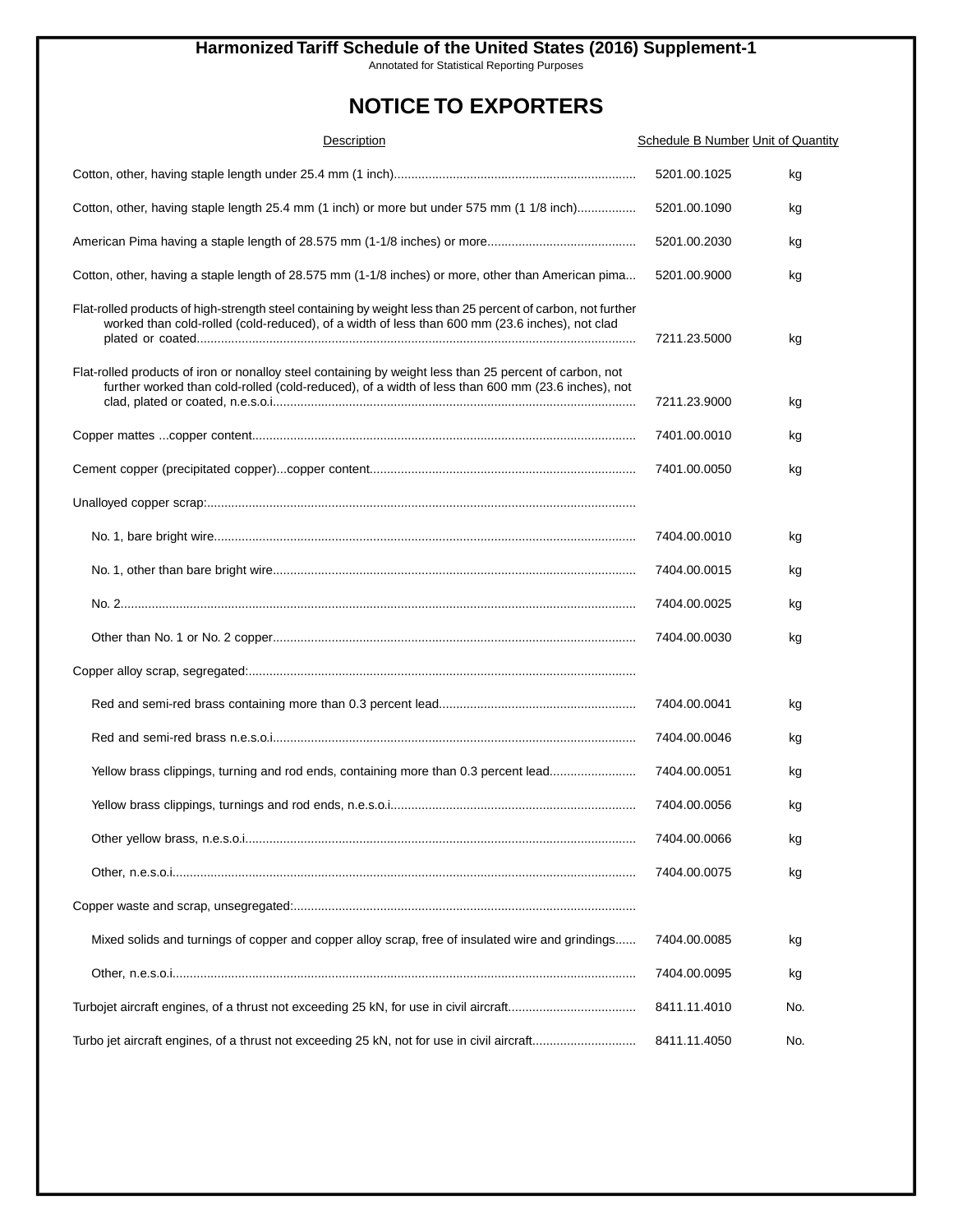# Harmonized Tariff Schedule of the United States (2016) Supplement-1

Annotated for Statistical Reporting Purposes

## NOTICE TO EXPORTERS

| Description | Schedule B Number | Unit of Quantity |
|---|---|---|
| Cotton, other, having staple length under 25.4 mm (1 inch) | 5201.00.1025 | kg |
| Cotton, other, having staple length 25.4 mm (1 inch) or more but under 575 mm (1 1/8 inch) | 5201.00.1090 | kg |
| American Pima having a staple length of 28.575 mm (1-1/8 inches) or more | 5201.00.2030 | kg |
| Cotton, other, having a staple length of 28.575 mm (1-1/8 inches) or more, other than American pima | 5201.00.9000 | kg |
| Flat-rolled products of high-strength steel containing by weight less than 25 percent of carbon, not further worked than cold-rolled (cold-reduced), of a width of less than 600 mm (23.6 inches), not clad plated or coated | 7211.23.5000 | kg |
| Flat-rolled products of iron or nonalloy steel containing by weight less than 25 percent of carbon, not further worked than cold-rolled (cold-reduced), of a width of less than 600 mm (23.6 inches), not clad, plated or coated, n.e.s.o.i. | 7211.23.9000 | kg |
| Copper mattes ...copper content | 7401.00.0010 | kg |
| Cement copper (precipitated copper)...copper content | 7401.00.0050 | kg |
| Unalloyed copper scrap: | | |
| No. 1, bare bright wire | 7404.00.0010 | kg |
| No. 1, other than bare bright wire | 7404.00.0015 | kg |
| No. 2 | 7404.00.0025 | kg |
| Other than No. 1 or No. 2 copper | 7404.00.0030 | kg |
| Copper alloy scrap, segregated: | | |
| Red and semi-red brass containing more than 0.3 percent lead | 7404.00.0041 | kg |
| Red and semi-red brass n.e.s.o.i. | 7404.00.0046 | kg |
| Yellow brass clippings, turning and rod ends, containing more than 0.3 percent lead | 7404.00.0051 | kg |
| Yellow brass clippings, turnings and rod ends, n.e.s.o.i. | 7404.00.0056 | kg |
| Other yellow brass, n.e.s.o.i. | 7404.00.0066 | kg |
| Other, n.e.s.o.i. | 7404.00.0075 | kg |
| Copper waste and scrap, unsegregated: | | |
| Mixed solids and turnings of copper and copper alloy scrap, free of insulated wire and grindings | 7404.00.0085 | kg |
| Other, n.e.s.o.i. | 7404.00.0095 | kg |
| Turbojet aircraft engines, of a thrust not exceeding 25 kN, for use in civil aircraft | 8411.11.4010 | No. |
| Turbo jet aircraft engines, of a thrust not exceeding 25 kN, not for use in civil aircraft | 8411.11.4050 | No. |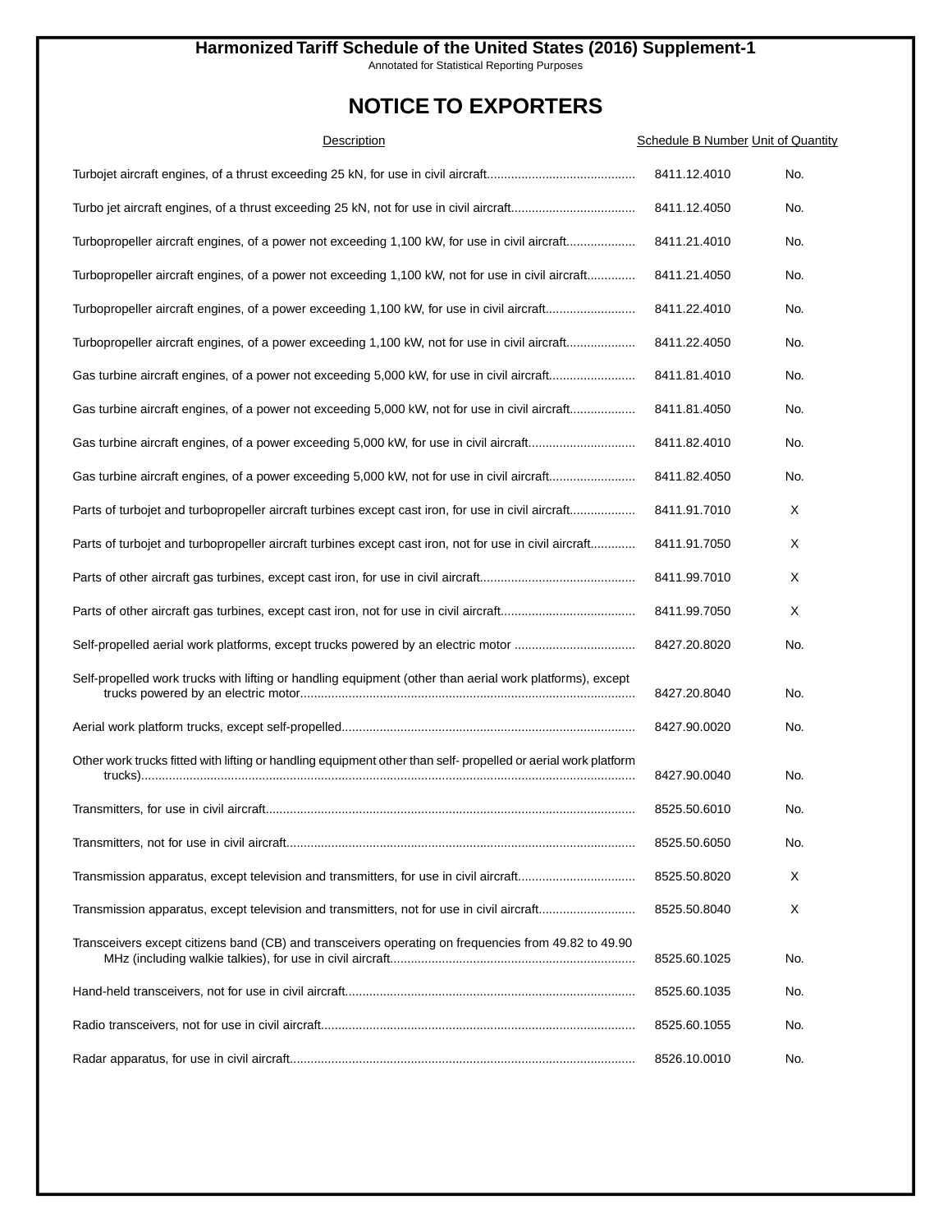# Harmonized Tariff Schedule of the United States (2016) Supplement-1

Annotated for Statistical Reporting Purposes

## NOTICE TO EXPORTERS

| Description | Schedule B Number | Unit of Quantity |
|---|---|---|
| Turbojet aircraft engines, of a thrust exceeding 25 kN, for use in civil aircraft | 8411.12.4010 | No. |
| Turbo jet aircraft engines, of a thrust exceeding 25 kN, not for use in civil aircraft | 8411.12.4050 | No. |
| Turbopropeller aircraft engines, of a power not exceeding 1,100 kW, for use in civil aircraft | 8411.21.4010 | No. |
| Turbopropeller aircraft engines, of a power not exceeding 1,100 kW, not for use in civil aircraft | 8411.21.4050 | No. |
| Turbopropeller aircraft engines, of a power exceeding 1,100 kW, for use in civil aircraft | 8411.22.4010 | No. |
| Turbopropeller aircraft engines, of a power exceeding 1,100 kW, not for use in civil aircraft | 8411.22.4050 | No. |
| Gas turbine aircraft engines, of a power not exceeding 5,000 kW, for use in civil aircraft | 8411.81.4010 | No. |
| Gas turbine aircraft engines, of a power not exceeding 5,000 kW, not for use in civil aircraft | 8411.81.4050 | No. |
| Gas turbine aircraft engines, of a power exceeding 5,000 kW, for use in civil aircraft | 8411.82.4010 | No. |
| Gas turbine aircraft engines, of a power exceeding 5,000 kW, not for use in civil aircraft | 8411.82.4050 | No. |
| Parts of turbojet and turbopropeller aircraft turbines except cast iron, for use in civil aircraft | 8411.91.7010 | X |
| Parts of turbojet and turbopropeller aircraft turbines except cast iron, not for use in civil aircraft | 8411.91.7050 | X |
| Parts of other aircraft gas turbines, except cast iron, for use in civil aircraft | 8411.99.7010 | X |
| Parts of other aircraft gas turbines, except cast iron, not for use in civil aircraft | 8411.99.7050 | X |
| Self-propelled aerial work platforms, except trucks powered by an electric motor | 8427.20.8020 | No. |
| Self-propelled work trucks with lifting or handling equipment (other than aerial work platforms), except trucks powered by an electric motor | 8427.20.8040 | No. |
| Aerial work platform trucks, except self-propelled | 8427.90.0020 | No. |
| Other work trucks fitted with lifting or handling equipment other than self- propelled or aerial work platform trucks) | 8427.90.0040 | No. |
| Transmitters, for use in civil aircraft | 8525.50.6010 | No. |
| Transmitters, not for use in civil aircraft | 8525.50.6050 | No. |
| Transmission apparatus, except television and transmitters, for use in civil aircraft | 8525.50.8020 | X |
| Transmission apparatus, except television and transmitters, not for use in civil aircraft | 8525.50.8040 | X |
| Transceivers except citizens band (CB) and transceivers operating on frequencies from 49.82 to 49.90 MHz (including walkie talkies), for use in civil aircraft | 8525.60.1025 | No. |
| Hand-held transceivers, not for use in civil aircraft | 8525.60.1035 | No. |
| Radio transceivers, not for use in civil aircraft | 8525.60.1055 | No. |
| Radar apparatus, for use in civil aircraft | 8526.10.0010 | No. |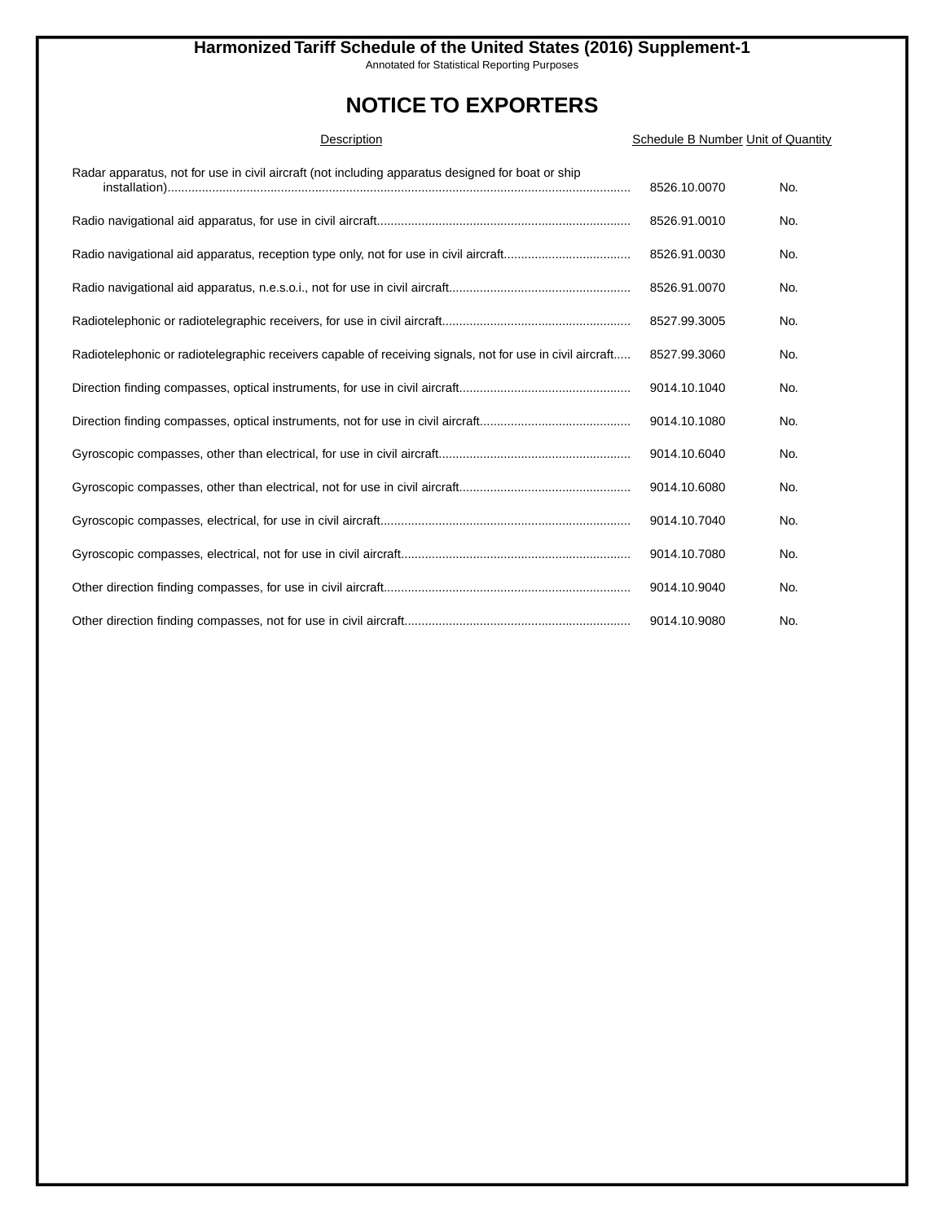Harmonized Tariff Schedule of the United States (2016) Supplement-1

Annotated for Statistical Reporting Purposes

# NOTICE TO EXPORTERS

| Description | Schedule B Number | Unit of Quantity |
|---|---|---|
| Radar apparatus, not for use in civil aircraft (not including apparatus designed for boat or ship installation) | 8526.10.0070 | No. |
| Radio navigational aid apparatus, for use in civil aircraft | 8526.91.0010 | No. |
| Radio navigational aid apparatus, reception type only, not for use in civil aircraft | 8526.91.0030 | No. |
| Radio navigational aid apparatus, n.e.s.o.i., not for use in civil aircraft | 8526.91.0070 | No. |
| Radiotelephonic or radiotelegraphic receivers, for use in civil aircraft | 8527.99.3005 | No. |
| Radiotelephonic or radiotelegraphic receivers capable of receiving signals, not for use in civil aircraft | 8527.99.3060 | No. |
| Direction finding compasses, optical instruments, for use in civil aircraft | 9014.10.1040 | No. |
| Direction finding compasses, optical instruments, not for use in civil aircraft | 9014.10.1080 | No. |
| Gyroscopic compasses, other than electrical, for use in civil aircraft | 9014.10.6040 | No. |
| Gyroscopic compasses, other than electrical, not for use in civil aircraft | 9014.10.6080 | No. |
| Gyroscopic compasses, electrical, for use in civil aircraft | 9014.10.7040 | No. |
| Gyroscopic compasses, electrical, not for use in civil aircraft | 9014.10.7080 | No. |
| Other direction finding compasses, for use in civil aircraft | 9014.10.9040 | No. |
| Other direction finding compasses, not for use in civil aircraft | 9014.10.9080 | No. |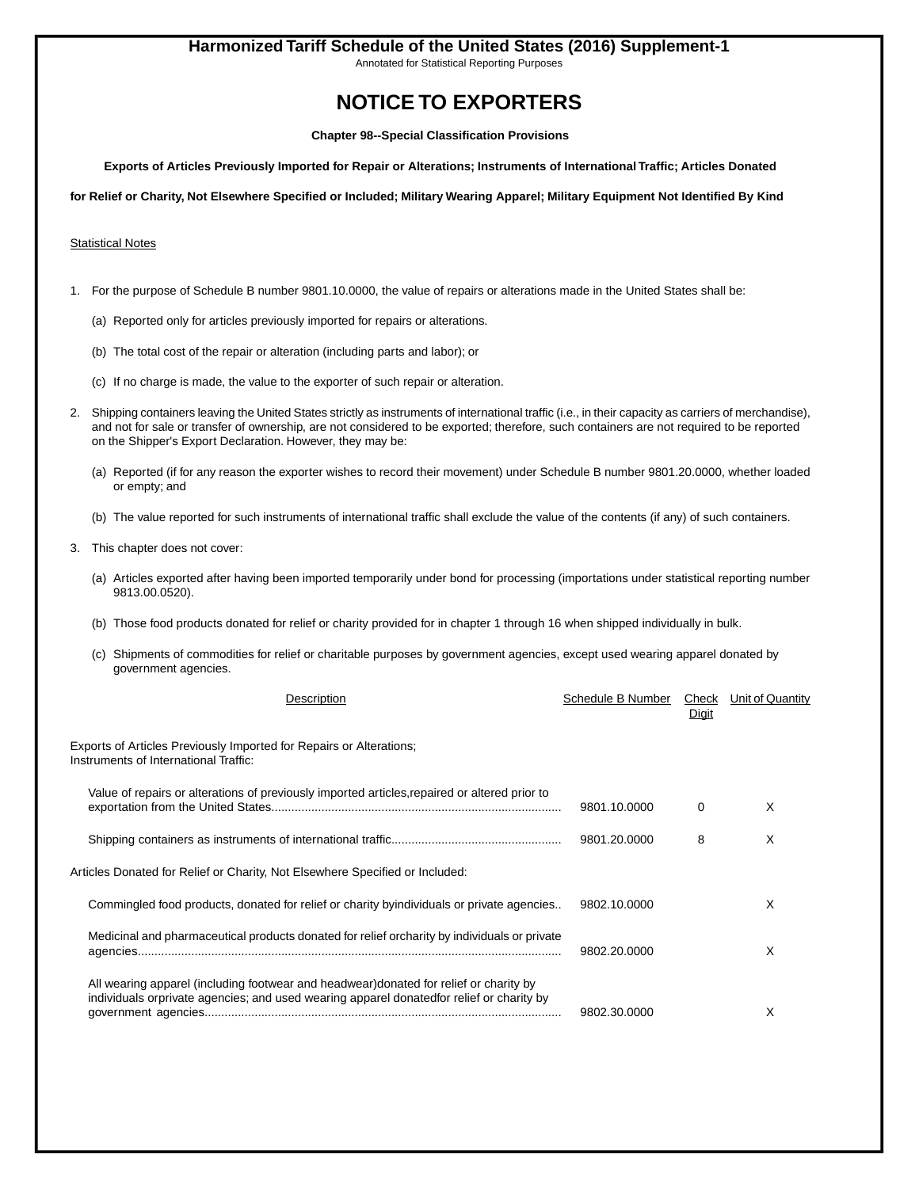# Harmonized Tariff Schedule of the United States (2016) Supplement-1

Annotated for Statistical Reporting Purposes

## NOTICE TO EXPORTERS

### Chapter 98--Special Classification Provisions

**Exports of Articles Previously Imported for Repair or Alterations; Instruments of International Traffic; Articles Donated for Relief or Charity, Not Elsewhere Specified or Included; Military Wearing Apparel; Military Equipment Not Identified By Kind**

Statistical Notes

1. For the purpose of Schedule B number 9801.10.0000, the value of repairs or alterations made in the United States shall be:

   (a) Reported only for articles previously imported for repairs or alterations.

   (b) The total cost of the repair or alteration (including parts and labor); or

   (c) If no charge is made, the value to the exporter of such repair or alteration.

2. Shipping containers leaving the United States strictly as instruments of international traffic (i.e., in their capacity as carriers of merchandise), and not for sale or transfer of ownership, are not considered to be exported; therefore, such containers are not required to be reported on the Shipper's Export Declaration. However, they may be:

   (a) Reported (if for any reason the exporter wishes to record their movement) under Schedule B number 9801.20.0000, whether loaded or empty; and

   (b) The value reported for such instruments of international traffic shall exclude the value of the contents (if any) of such containers.

3. This chapter does not cover:

   (a) Articles exported after having been imported temporarily under bond for processing (importations under statistical reporting number 9813.00.0520).

   (b) Those food products donated for relief or charity provided for in chapter 1 through 16 when shipped individually in bulk.

   (c) Shipments of commodities for relief or charitable purposes by government agencies, except used wearing apparel donated by government agencies.

| Description | Schedule B Number | Check Digit | Unit of Quantity |
|---|---|---|---|
| Exports of Articles Previously Imported for Repairs or Alterations; Instruments of International Traffic: | | | |
| Value of repairs or alterations of previously imported articles,repaired or altered prior to exportation from the United States | 9801.10.0000 | 0 | X |
| Shipping containers as instruments of international traffic | 9801.20.0000 | 8 | X |
| Articles Donated for Relief or Charity, Not Elsewhere Specified or Included: | | | |
| Commingled food products, donated for relief or charity byindividuals or private agencies | 9802.10.0000 | | X |
| Medicinal and pharmaceutical products donated for relief orcharity by individuals or private agencies | 9802.20.0000 | | X |
| All wearing apparel (including footwear and headwear)donated for relief or charity by individuals orprivate agencies; and used wearing apparel donatedfor relief or charity by government agencies | 9802.30.0000 | | X |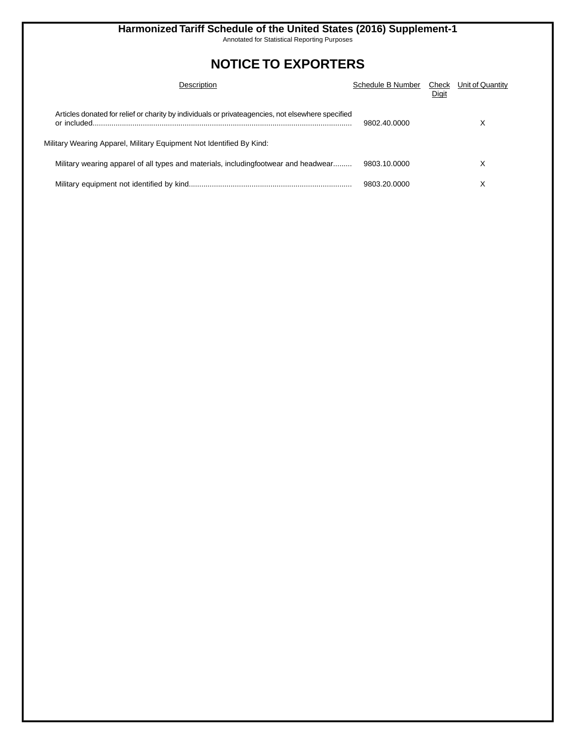# NOTICE TO EXPORTERS

| Description | Schedule B Number | Check Digit | Unit of Quantity |
|---|---|---|---|
| Articles donated for relief or charity by individuals or privateagencies, not elsewhere specified or included | 9802.40.0000 | | X |
| Military Wearing Apparel, Military Equipment Not Identified By Kind: | | | |
| Military wearing apparel of all types and materials, includingfootwear and headwear | 9803.10.0000 | | X |
| Military equipment not identified by kind | 9803.20.0000 | | X |